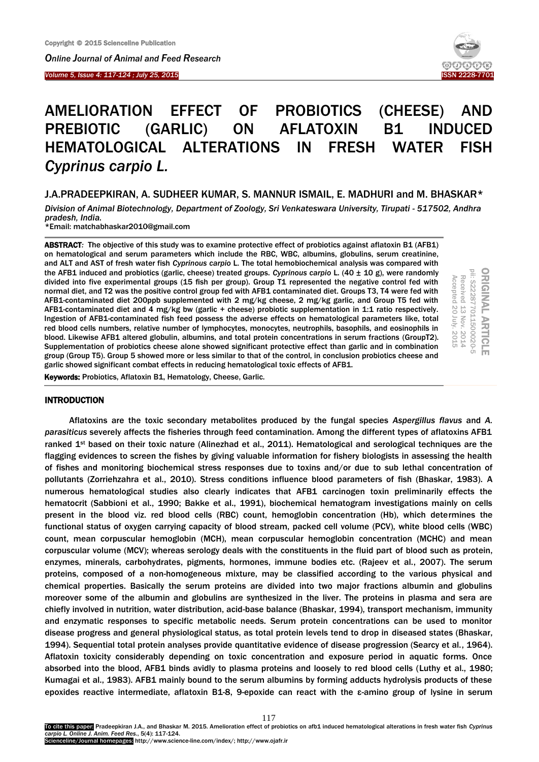# AMELIORATION EFFECT OF PROBIOTICS (CHEESE) AND PREBIOTIC (GARLIC) ON AFLATOXIN B1 INDUCED HEMATOLOGICAL ALTERATIONS IN FRESH WATER FISH *Cyprinus carpio L.*

J.A.PRADEEPKIRAN, A. SUDHEER KUMAR, S. MANNUR ISMAIL, E. MADHURI and M. BHASKAR*

*Division of Animal Biotechnology, Department of Zoology, Sri Venkateswara University, Tirupati - 517502, Andhra pradesh, India.*

*Email: matchabhaskar2010@gmail.com

ORIGINAL ARTICLE
pii: S222877011500020-5
Received 13 Nov. 2014
Accepted 20 July. 2015

**ABSTRACT**: The objective of this study was to examine protective effect of probiotics against aflatoxin B1 (AFB1) on hematological and serum parameters which include the RBC, WBC, albumins, globulins, serum creatinine, and ALT and AST of fresh water fish *Cyprinous carpio* L. The total hemobiochemical analysis was compared with the AFB1 induced and probiotics (garlic, cheese) treated groups. *Cyprinous carpio* L. (40 ± 10 g), were randomly divided into five experimental groups (15 fish per group). Group T1 represented the negative control fed with normal diet, and T2 was the positive control group fed with AFB1 contaminated diet. Groups T3, T4 were fed with AFB1-contaminated diet 200ppb supplemented with 2 mg/kg cheese, 2 mg/kg garlic, and Group T5 fed with AFB1-contaminated diet and 4 mg/kg bw (garlic + cheese) probiotic supplementation in 1:1 ratio respectively. Ingestion of AFB1-contaminated fish feed possess the adverse effects on hematological parameters like, total red blood cells numbers, relative number of lymphocytes, monocytes, neutrophils, basophils, and eosinophils in blood. Likewise AFB1 altered globulin, albumins, and total protein concentrations in serum fractions (GroupT2). Supplementation of probiotics cheese alone showed significant protective effect than garlic and in combination group (Group T5). Group 5 showed more or less similar to that of the control, in conclusion probiotics cheese and garlic showed significant combat effects in reducing hematological toxic effects of AFB1.

**Keywords:** Probiotics, Aflatoxin B1, Hematology, Cheese, Garlic.

## INTRODUCTION

Aflatoxins are the toxic secondary metabolites produced by the fungal species *Aspergillus flavus* and *A. parasiticus* severely affects the fisheries through feed contamination. Among the different types of aflatoxins AFB1 ranked 1st based on their toxic nature (Alinezhad et al., 2011). Hematological and serological techniques are the flagging evidences to screen the fishes by giving valuable information for fishery biologists in assessing the health of fishes and monitoring biochemical stress responses due to toxins and/or due to sub lethal concentration of pollutants (Zorriehzahra et al., 2010). Stress conditions influence blood parameters of fish (Bhaskar, 1983). A numerous hematological studies also clearly indicates that AFB1 carcinogen toxin preliminarily effects the hematocrit (Sabbioni et al., 1990; Bakke et al., 1991), biochemical hematogram investigations mainly on cells present in the blood viz. red blood cells (RBC) count, hemoglobin concentration (Hb), which determines the functional status of oxygen carrying capacity of blood stream, packed cell volume (PCV), white blood cells (WBC) count, mean corpuscular hemoglobin (MCH), mean corpuscular hemoglobin concentration (MCHC) and mean corpuscular volume (MCV); whereas serology deals with the constituents in the fluid part of blood such as protein, enzymes, minerals, carbohydrates, pigments, hormones, immune bodies etc. (Rajeev et al., 2007). The serum proteins, composed of a non-homogeneous mixture, may be classified according to the various physical and chemical properties. Basically the serum proteins are divided into two major fractions albumin and globulins moreover some of the albumin and globulins are synthesized in the liver. The proteins in plasma and sera are chiefly involved in nutrition, water distribution, acid-base balance (Bhaskar, 1994), transport mechanism, immunity and enzymatic responses to specific metabolic needs. Serum protein concentrations can be used to monitor disease progress and general physiological status, as total protein levels tend to drop in diseased states (Bhaskar, 1994). Sequential total protein analyses provide quantitative evidence of disease progression (Searcy et al., 1964). Aflatoxin toxicity considerably depending on toxic concentration and exposure period in aquatic forms. Once absorbed into the blood, AFB1 binds avidly to plasma proteins and loosely to red blood cells (Luthy et al., 1980; Kumagai et al., 1983). AFB1 mainly bound to the serum albumins by forming adducts hydrolysis products of these epoxides reactive intermediate, aflatoxin B1-8, 9-epoxide can react with the ε-amino group of lysine in serum

To cite this paper: Pradeepkiran J.A., and Bhaskar M. 2015. Amelioration effect of probiotics on afb1 induced hematological alterations in fresh water fish *Cyprinus carpio L. Online J. Anim. Feed Res.*, 5(4): 117-124.
Scienceline/Journal homepages: http://www.science-line.com/index/; http://www.ojafr.ir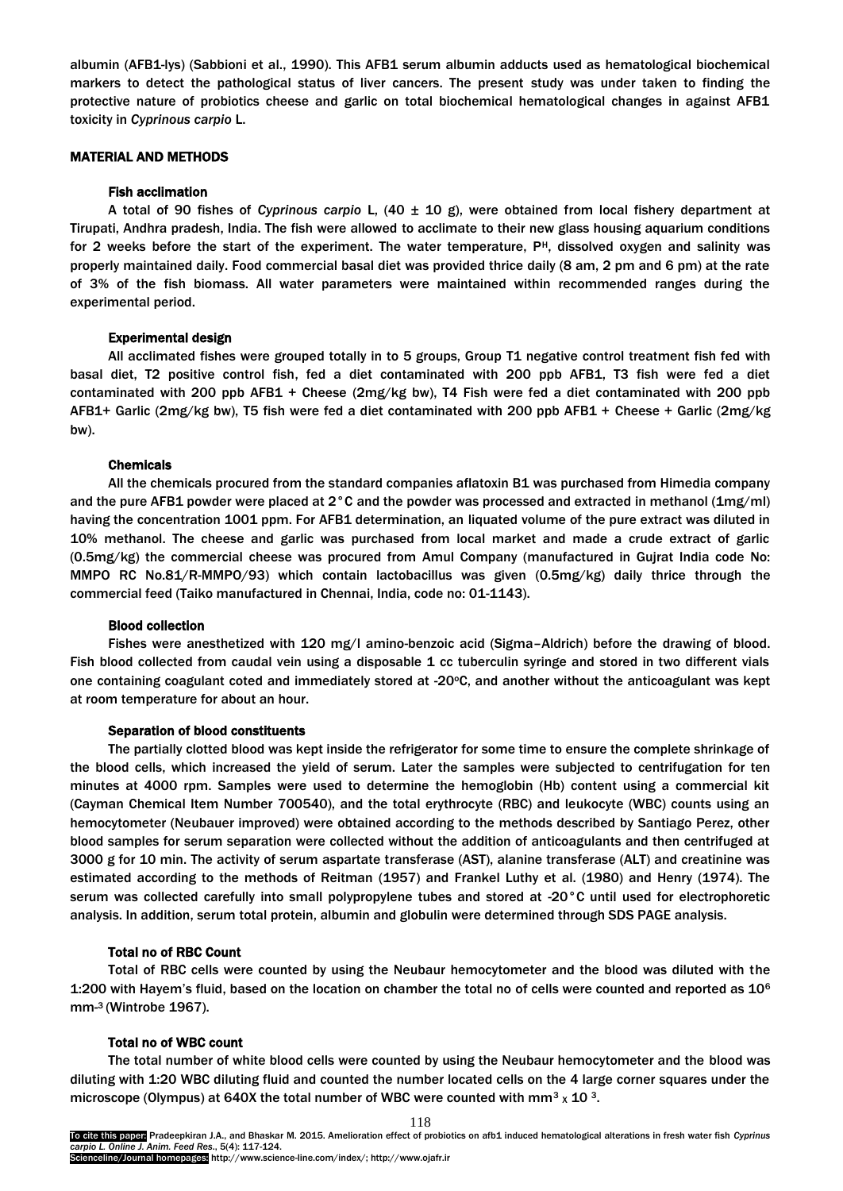albumin (AFB1-lys) (Sabbioni et al., 1990). This AFB1 serum albumin adducts used as hematological biochemical markers to detect the pathological status of liver cancers. The present study was under taken to finding the protective nature of probiotics cheese and garlic on total biochemical hematological changes in against AFB1 toxicity in *Cyprinous carpio* L.

## MATERIAL AND METHODS

### Fish acclimation

A total of 90 fishes of *Cyprinous carpio* L, (40 ± 10 g), were obtained from local fishery department at Tirupati, Andhra pradesh, India. The fish were allowed to acclimate to their new glass housing aquarium conditions for 2 weeks before the start of the experiment. The water temperature, P$^H$, dissolved oxygen and salinity was properly maintained daily. Food commercial basal diet was provided thrice daily (8 am, 2 pm and 6 pm) at the rate of 3% of the fish biomass. All water parameters were maintained within recommended ranges during the experimental period.

### Experimental design

All acclimated fishes were grouped totally in to 5 groups, Group T1 negative control treatment fish fed with basal diet, T2 positive control fish, fed a diet contaminated with 200 ppb AFB1, T3 fish were fed a diet contaminated with 200 ppb AFB1 + Cheese (2mg/kg bw), T4 Fish were fed a diet contaminated with 200 ppb AFB1+ Garlic (2mg/kg bw), T5 fish were fed a diet contaminated with 200 ppb AFB1 + Cheese + Garlic (2mg/kg bw).

### Chemicals

All the chemicals procured from the standard companies aflatoxin B1 was purchased from Himedia company and the pure AFB1 powder were placed at 2°C and the powder was processed and extracted in methanol (1mg/ml) having the concentration 1001 ppm. For AFB1 determination, an liquated volume of the pure extract was diluted in 10% methanol. The cheese and garlic was purchased from local market and made a crude extract of garlic (0.5mg/kg) the commercial cheese was procured from Amul Company (manufactured in Gujrat India code No: MMPO RC No.81/R-MMPO/93) which contain lactobacillus was given (0.5mg/kg) daily thrice through the commercial feed (Taiko manufactured in Chennai, India, code no: 01-1143).

### Blood collection

Fishes were anesthetized with 120 mg/l amino-benzoic acid (Sigma–Aldrich) before the drawing of blood. Fish blood collected from caudal vein using a disposable 1 cc tuberculin syringe and stored in two different vials one containing coagulant coted and immediately stored at -20$^o$C, and another without the anticoagulant was kept at room temperature for about an hour.

### Separation of blood constituents

The partially clotted blood was kept inside the refrigerator for some time to ensure the complete shrinkage of the blood cells, which increased the yield of serum. Later the samples were subjected to centrifugation for ten minutes at 4000 rpm. Samples were used to determine the hemoglobin (Hb) content using a commercial kit (Cayman Chemical Item Number 700540), and the total erythrocyte (RBC) and leukocyte (WBC) counts using an hemocytometer (Neubauer improved) were obtained according to the methods described by Santiago Perez, other blood samples for serum separation were collected without the addition of anticoagulants and then centrifuged at 3000 g for 10 min. The activity of serum aspartate transferase (AST), alanine transferase (ALT) and creatinine was estimated according to the methods of Reitman (1957) and Frankel Luthy et al. (1980) and Henry (1974). The serum was collected carefully into small polypropylene tubes and stored at -20°C until used for electrophoretic analysis. In addition, serum total protein, albumin and globulin were determined through SDS PAGE analysis.

### Total no of RBC Count

Total of RBC cells were counted by using the Neubaur hemocytometer and the blood was diluted with the 1:200 with Hayem's fluid, based on the location on chamber the total no of cells were counted and reported as $10^6$ $mm^{-3}$ (Wintrobe 1967).

### Total no of WBC count

The total number of white blood cells were counted by using the Neubaur hemocytometer and the blood was diluting with 1:20 WBC diluting fluid and counted the number located cells on the 4 large corner squares under the microscope (Olympus) at 640X the total number of WBC were counted with $mm^3 \times 10^3$.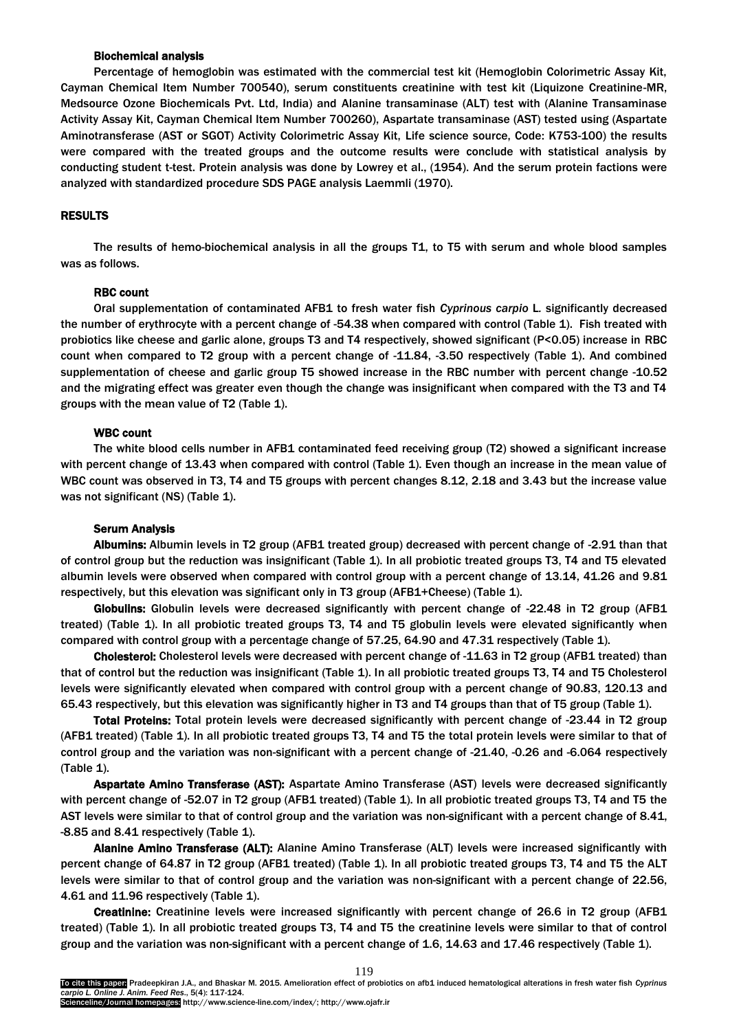### Biochemical analysis

Percentage of hemoglobin was estimated with the commercial test kit (Hemoglobin Colorimetric Assay Kit, Cayman Chemical Item Number 700540), serum constituents creatinine with test kit (Liquizone Creatinine-MR, Medsource Ozone Biochemicals Pvt. Ltd, India) and Alanine transaminase (ALT) test with (Alanine Transaminase Activity Assay Kit, Cayman Chemical Item Number 700260), Aspartate transaminase (AST) tested using (Aspartate Aminotransferase (AST or SGOT) Activity Colorimetric Assay Kit, Life science source, Code: K753-100) the results were compared with the treated groups and the outcome results were conclude with statistical analysis by conducting student t-test. Protein analysis was done by Lowrey et al., (1954). And the serum protein factions were analyzed with standardized procedure SDS PAGE analysis Laemmli (1970).

## RESULTS

The results of hemo-biochemical analysis in all the groups T1, to T5 with serum and whole blood samples was as follows.

### RBC count

Oral supplementation of contaminated AFB1 to fresh water fish *Cyprinous carpio* L. significantly decreased the number of erythrocyte with a percent change of -54.38 when compared with control (Table 1). Fish treated with probiotics like cheese and garlic alone, groups T3 and T4 respectively, showed significant ($P<0.05$) increase in RBC count when compared to T2 group with a percent change of -11.84, -3.50 respectively (Table 1). And combined supplementation of cheese and garlic group T5 showed increase in the RBC number with percent change -10.52 and the migrating effect was greater even though the change was insignificant when compared with the T3 and T4 groups with the mean value of T2 (Table 1).

### WBC count

The white blood cells number in AFB1 contaminated feed receiving group (T2) showed a significant increase with percent change of 13.43 when compared with control (Table 1). Even though an increase in the mean value of WBC count was observed in T3, T4 and T5 groups with percent changes 8.12, 2.18 and 3.43 but the increase value was not significant (NS) (Table 1).

### Serum Analysis

**Albumins:** Albumin levels in T2 group (AFB1 treated group) decreased with percent change of -2.91 than that of control group but the reduction was insignificant (Table 1). In all probiotic treated groups T3, T4 and T5 elevated albumin levels were observed when compared with control group with a percent change of 13.14, 41.26 and 9.81 respectively, but this elevation was significant only in T3 group (AFB1+Cheese) (Table 1).

**Globulins:** Globulin levels were decreased significantly with percent change of -22.48 in T2 group (AFB1 treated) (Table 1). In all probiotic treated groups T3, T4 and T5 globulin levels were elevated significantly when compared with control group with a percentage change of 57.25, 64.90 and 47.31 respectively (Table 1).

**Cholesterol:** Cholesterol levels were decreased with percent change of -11.63 in T2 group (AFB1 treated) than that of control but the reduction was insignificant (Table 1). In all probiotic treated groups T3, T4 and T5 Cholesterol levels were significantly elevated when compared with control group with a percent change of 90.83, 120.13 and 65.43 respectively, but this elevation was significantly higher in T3 and T4 groups than that of T5 group (Table 1).

**Total Proteins:** Total protein levels were decreased significantly with percent change of -23.44 in T2 group (AFB1 treated) (Table 1). In all probiotic treated groups T3, T4 and T5 the total protein levels were similar to that of control group and the variation was non-significant with a percent change of -21.40, -0.26 and -6.064 respectively (Table 1).

**Aspartate Amino Transferase (AST):** Aspartate Amino Transferase (AST) levels were decreased significantly with percent change of -52.07 in T2 group (AFB1 treated) (Table 1). In all probiotic treated groups T3, T4 and T5 the AST levels were similar to that of control group and the variation was non-significant with a percent change of 8.41, -8.85 and 8.41 respectively (Table 1).

**Alanine Amino Transferase (ALT):** Alanine Amino Transferase (ALT) levels were increased significantly with percent change of 64.87 in T2 group (AFB1 treated) (Table 1). In all probiotic treated groups T3, T4 and T5 the ALT levels were similar to that of control group and the variation was non-significant with a percent change of 22.56, 4.61 and 11.96 respectively (Table 1).

**Creatinine:** Creatinine levels were increased significantly with percent change of 26.6 in T2 group (AFB1 treated) (Table 1). In all probiotic treated groups T3, T4 and T5 the creatinine levels were similar to that of control group and the variation was non-significant with a percent change of 1.6, 14.63 and 17.46 respectively (Table 1).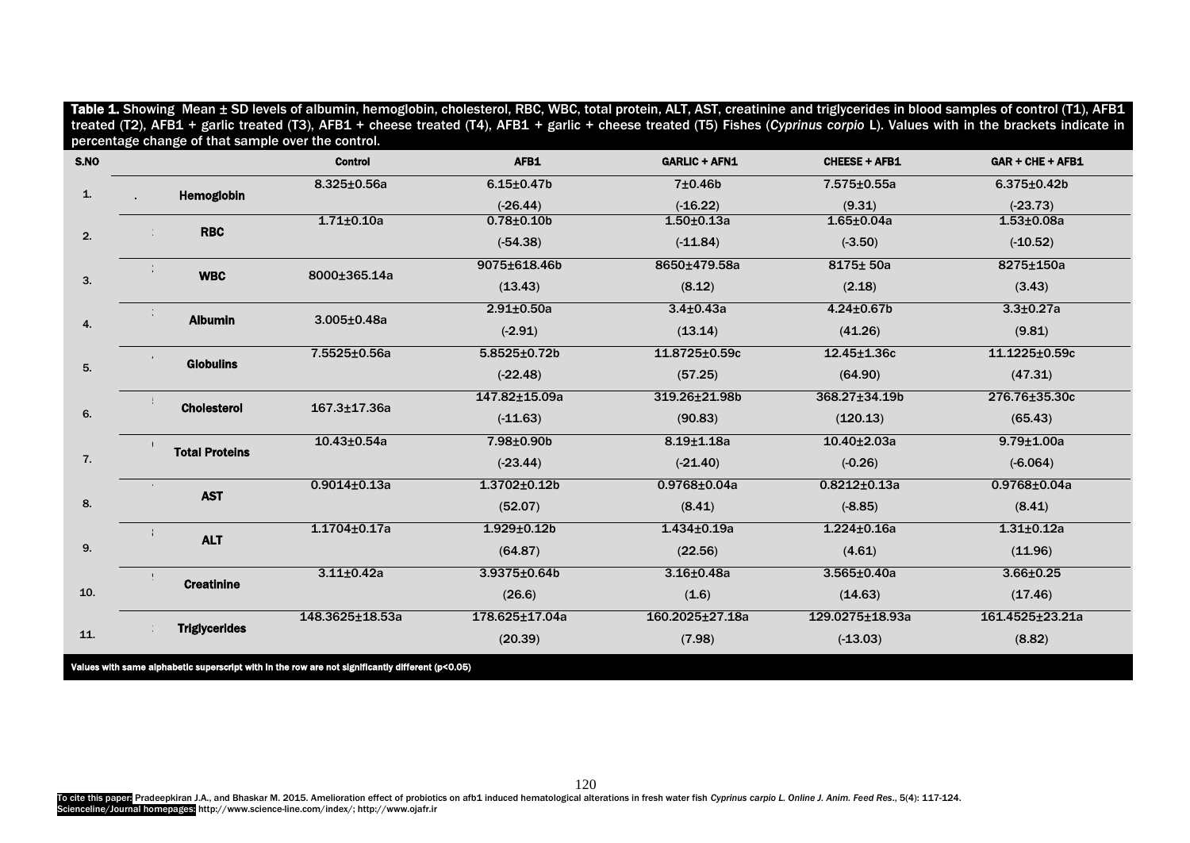**Table 1.** Showing Mean ± SD levels of albumin, hemoglobin, cholesterol, RBC, WBC, total protein, ALT, AST, creatinine and triglycerides in blood samples of control (T1), AFB1 treated (T2), AFB1 + garlic treated (T3), AFB1 + cheese treated (T4), AFB1 + garlic + cheese treated (T5) Fishes (*Cyprinus corpio* L). Values with in the brackets indicate in percentage change of that sample over the control.

| S.NO | | Control | AFB1 | GARLIC + AFN1 | CHEESE + AFB1 | GAR + CHE + AFB1 |
|---|---|---|---|---|---|---|
| 1. | Hemoglobin | 8.325±0.56a | 6.15±0.47b (-26.44) | 7±0.46b (-16.22) | 7.575±0.55a (9.31) | 6.375±0.42b (-23.73) |
| 2. | RBC | 1.71±0.10a | 0.78±0.10b (-54.38) | 1.50±0.13a (-11.84) | 1.65±0.04a (-3.50) | 1.53±0.08a (-10.52) |
| 3. | WBC | 8000±365.14a | 9075±618.46b (13.43) | 8650±479.58a (8.12) | 8175± 50a (2.18) | 8275±150a (3.43) |
| 4. | Albumin | 3.005±0.48a | 2.91±0.50a (-2.91) | 3.4±0.43a (13.14) | 4.24±0.67b (41.26) | 3.3±0.27a (9.81) |
| 5. | Globulins | 7.5525±0.56a | 5.8525±0.72b (-22.48) | 11.8725±0.59c (57.25) | 12.45±1.36c (64.90) | 11.1225±0.59c (47.31) |
| 6. | Cholesterol | 167.3±17.36a | 147.82±15.09a (-11.63) | 319.26±21.98b (90.83) | 368.27±34.19b (120.13) | 276.76±35.30c (65.43) |
| 7. | Total Proteins | 10.43±0.54a | 7.98±0.90b (-23.44) | 8.19±1.18a (-21.40) | 10.40±2.03a (-0.26) | 9.79±1.00a (-6.064) |
| 8. | AST | 0.9014±0.13a | 1.3702±0.12b (52.07) | 0.9768±0.04a (8.41) | 0.8212±0.13a (-8.85) | 0.9768±0.04a (8.41) |
| 9. | ALT | 1.1704±0.17a | 1.929±0.12b (64.87) | 1.434±0.19a (22.56) | 1.224±0.16a (4.61) | 1.31±0.12a (11.96) |
| 10. | Creatinine | 3.11±0.42a | 3.9375±0.64b (26.6) | 3.16±0.48a (1.6) | 3.565±0.40a (14.63) | 3.66±0.25 (17.46) |
| 11. | Triglycerides | 148.3625±18.53a | 178.625±17.04a (20.39) | 160.2025±27.18a (7.98) | 129.0275±18.93a (-13.03) | 161.4525±23.21a (8.82) |

Values with same alphabetic superscript with in the row are not significantly different ($p<0.05$)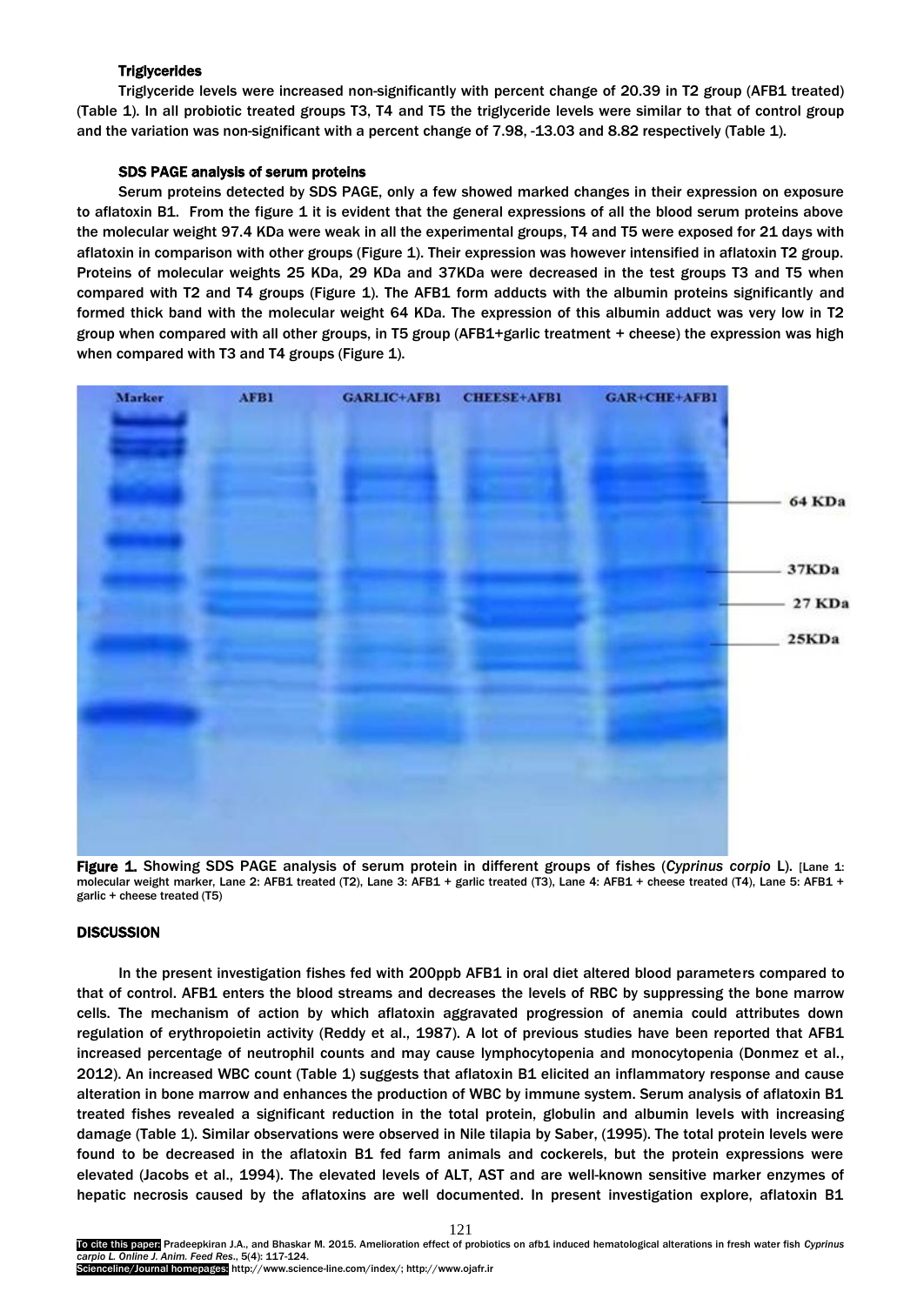### Triglycerides

Triglyceride levels were increased non-significantly with percent change of 20.39 in T2 group (AFB1 treated) (Table 1). In all probiotic treated groups T3, T4 and T5 the triglyceride levels were similar to that of control group and the variation was non-significant with a percent change of 7.98, -13.03 and 8.82 respectively (Table 1).

### SDS PAGE analysis of serum proteins

Serum proteins detected by SDS PAGE, only a few showed marked changes in their expression on exposure to aflatoxin B1. From the figure 1 it is evident that the general expressions of all the blood serum proteins above the molecular weight 97.4 KDa were weak in all the experimental groups, T4 and T5 were exposed for 21 days with aflatoxin in comparison with other groups (Figure 1). Their expression was however intensified in aflatoxin T2 group. Proteins of molecular weights 25 KDa, 29 KDa and 37KDa were decreased in the test groups T3 and T5 when compared with T2 and T4 groups (Figure 1). The AFB1 form adducts with the albumin proteins significantly and formed thick band with the molecular weight 64 KDa. The expression of this albumin adduct was very low in T2 group when compared with all other groups, in T5 group (AFB1+garlic treatment + cheese) the expression was high when compared with T3 and T4 groups (Figure 1).

Figure 1. Showing SDS PAGE analysis of serum protein in different groups of fishes (*Cyprinus corpio* L). [Lane 1: molecular weight marker, Lane 2: AFB1 treated (T2), Lane 3: AFB1 + garlic treated (T3), Lane 4: AFB1 + cheese treated (T4), Lane 5: AFB1 + garlic + cheese treated (T5)

## DISCUSSION

In the present investigation fishes fed with 200ppb AFB1 in oral diet altered blood parameters compared to that of control. AFB1 enters the blood streams and decreases the levels of RBC by suppressing the bone marrow cells. The mechanism of action by which aflatoxin aggravated progression of anemia could attributes down regulation of erythropoietin activity (Reddy et al., 1987). A lot of previous studies have been reported that AFB1 increased percentage of neutrophil counts and may cause lymphocytopenia and monocytopenia (Donmez et al., 2012). An increased WBC count (Table 1) suggests that aflatoxin B1 elicited an inflammatory response and cause alteration in bone marrow and enhances the production of WBC by immune system. Serum analysis of aflatoxin B1 treated fishes revealed a significant reduction in the total protein, globulin and albumin levels with increasing damage (Table 1). Similar observations were observed in Nile tilapia by Saber, (1995). The total protein levels were found to be decreased in the aflatoxin B1 fed farm animals and cockerels, but the protein expressions were elevated (Jacobs et al., 1994). The elevated levels of ALT, AST and are well-known sensitive marker enzymes of hepatic necrosis caused by the aflatoxins are well documented. In present investigation explore, aflatoxin B1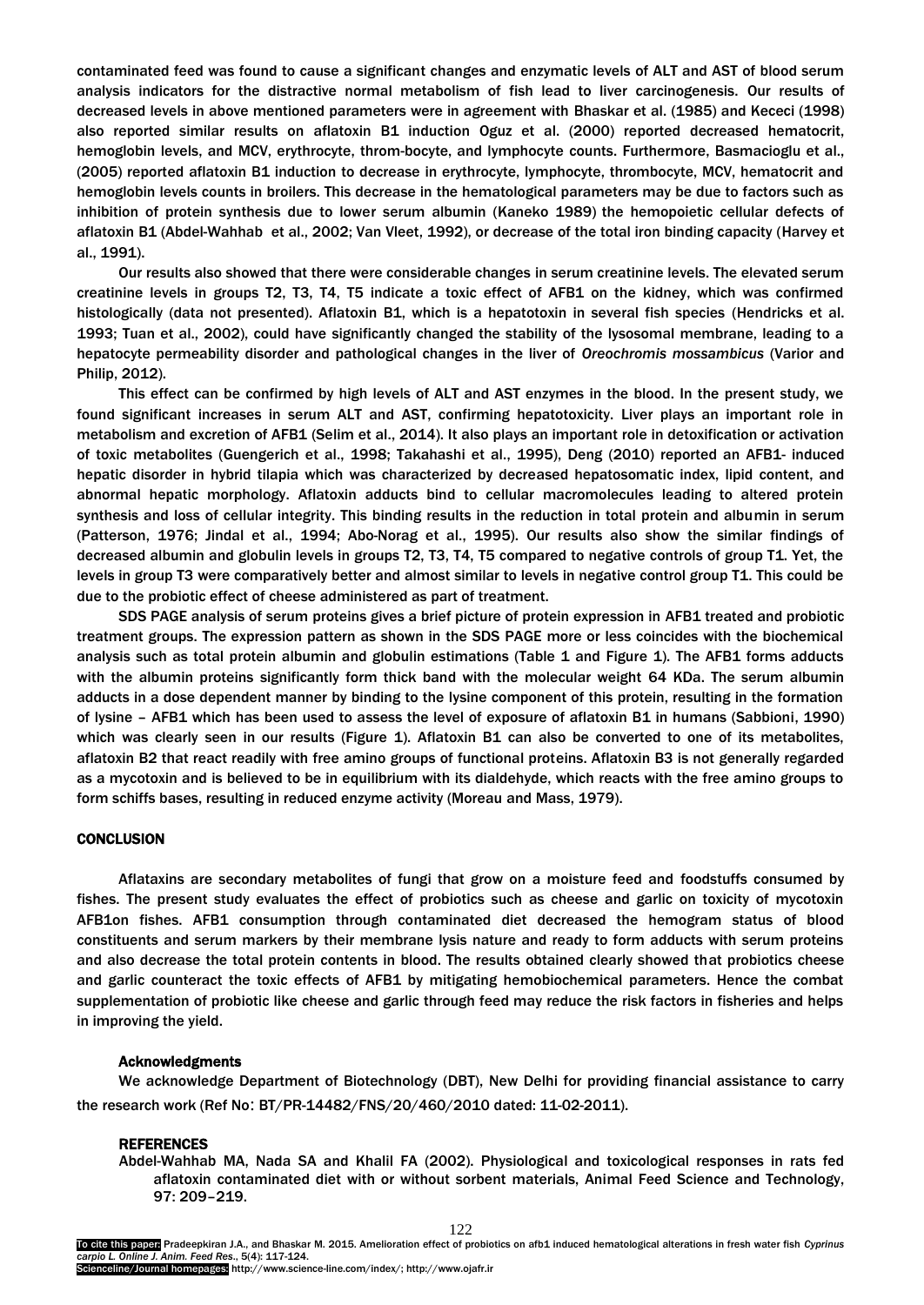contaminated feed was found to cause a significant changes and enzymatic levels of ALT and AST of blood serum analysis indicators for the distractive normal metabolism of fish lead to liver carcinogenesis. Our results of decreased levels in above mentioned parameters were in agreement with Bhaskar et al. (1985) and Kececi (1998) also reported similar results on aflatoxin B1 induction Oguz et al. (2000) reported decreased hematocrit, hemoglobin levels, and MCV, erythrocyte, throm-bocyte, and lymphocyte counts. Furthermore, Basmacioglu et al., (2005) reported aflatoxin B1 induction to decrease in erythrocyte, lymphocyte, thrombocyte, MCV, hematocrit and hemoglobin levels counts in broilers. This decrease in the hematological parameters may be due to factors such as inhibition of protein synthesis due to lower serum albumin (Kaneko 1989) the hemopoietic cellular defects of aflatoxin B1 (Abdel-Wahhab et al., 2002; Van Vleet, 1992), or decrease of the total iron binding capacity (Harvey et al., 1991).

Our results also showed that there were considerable changes in serum creatinine levels. The elevated serum creatinine levels in groups T2, T3, T4, T5 indicate a toxic effect of AFB1 on the kidney, which was confirmed histologically (data not presented). Aflatoxin B1, which is a hepatotoxin in several fish species (Hendricks et al. 1993; Tuan et al., 2002), could have significantly changed the stability of the lysosomal membrane, leading to a hepatocyte permeability disorder and pathological changes in the liver of *Oreochromis mossambicus* (Varior and Philip, 2012).

This effect can be confirmed by high levels of ALT and AST enzymes in the blood. In the present study, we found significant increases in serum ALT and AST, confirming hepatotoxicity. Liver plays an important role in metabolism and excretion of AFB1 (Selim et al., 2014). It also plays an important role in detoxification or activation of toxic metabolites (Guengerich et al., 1998; Takahashi et al., 1995), Deng (2010) reported an AFB1- induced hepatic disorder in hybrid tilapia which was characterized by decreased hepatosomatic index, lipid content, and abnormal hepatic morphology. Aflatoxin adducts bind to cellular macromolecules leading to altered protein synthesis and loss of cellular integrity. This binding results in the reduction in total protein and albumin in serum (Patterson, 1976; Jindal et al., 1994; Abo-Norag et al., 1995). Our results also show the similar findings of decreased albumin and globulin levels in groups T2, T3, T4, T5 compared to negative controls of group T1. Yet, the levels in group T3 were comparatively better and almost similar to levels in negative control group T1. This could be due to the probiotic effect of cheese administered as part of treatment.

SDS PAGE analysis of serum proteins gives a brief picture of protein expression in AFB1 treated and probiotic treatment groups. The expression pattern as shown in the SDS PAGE more or less coincides with the biochemical analysis such as total protein albumin and globulin estimations (Table 1 and Figure 1). The AFB1 forms adducts with the albumin proteins significantly form thick band with the molecular weight 64 KDa. The serum albumin adducts in a dose dependent manner by binding to the lysine component of this protein, resulting in the formation of lysine – AFB1 which has been used to assess the level of exposure of aflatoxin B1 in humans (Sabbioni, 1990) which was clearly seen in our results (Figure 1). Aflatoxin B1 can also be converted to one of its metabolites, aflatoxin B2 that react readily with free amino groups of functional proteins. Aflatoxin B3 is not generally regarded as a mycotoxin and is believed to be in equilibrium with its dialdehyde, which reacts with the free amino groups to form schiffs bases, resulting in reduced enzyme activity (Moreau and Mass, 1979).

## CONCLUSION

Aflataxins are secondary metabolites of fungi that grow on a moisture feed and foodstuffs consumed by fishes. The present study evaluates the effect of probiotics such as cheese and garlic on toxicity of mycotoxin AFB1on fishes. AFB1 consumption through contaminated diet decreased the hemogram status of blood constituents and serum markers by their membrane lysis nature and ready to form adducts with serum proteins and also decrease the total protein contents in blood. The results obtained clearly showed that probiotics cheese and garlic counteract the toxic effects of AFB1 by mitigating hemobiochemical parameters. Hence the combat supplementation of probiotic like cheese and garlic through feed may reduce the risk factors in fisheries and helps in improving the yield.

### Acknowledgments

We acknowledge Department of Biotechnology (DBT), New Delhi for providing financial assistance to carry the research work (Ref No: BT/PR-14482/FNS/20/460/2010 dated: 11-02-2011).

## REFERENCES

Abdel-Wahhab MA, Nada SA and Khalil FA (2002). Physiological and toxicological responses in rats fed aflatoxin contaminated diet with or without sorbent materials, Animal Feed Science and Technology, 97: 209–219.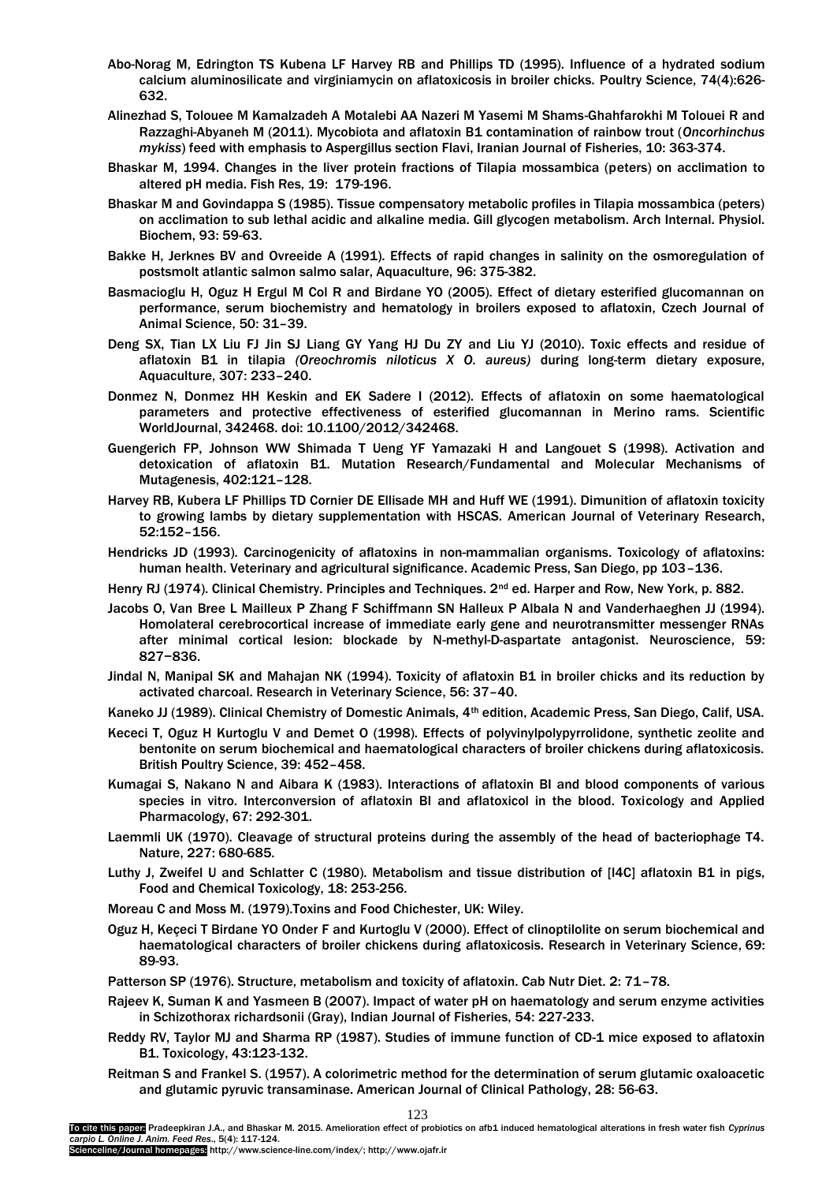Abo-Norag M, Edrington TS Kubena LF Harvey RB and Phillips TD (1995). Influence of a hydrated sodium calcium aluminosilicate and virginiamycin on aflatoxicosis in broiler chicks. Poultry Science, 74(4):626-632.

Alinezhad S, Tolouee M Kamalzadeh A Motalebi AA Nazeri M Yasemi M Shams-Ghahfarokhi M Tolouei R and Razzaghi-Abyaneh M (2011). Mycobiota and aflatoxin B1 contamination of rainbow trout (*Oncorhinchus mykiss*) feed with emphasis to Aspergillus section Flavi, Iranian Journal of Fisheries, 10: 363-374.

Bhaskar M, 1994. Changes in the liver protein fractions of Tilapia mossambica (peters) on acclimation to altered pH media. Fish Res, 19: 179-196.

Bhaskar M and Govindappa S (1985). Tissue compensatory metabolic profiles in Tilapia mossambica (peters) on acclimation to sub lethal acidic and alkaline media. Gill glycogen metabolism. Arch Internal. Physiol. Biochem, 93: 59-63.

Bakke H, Jerknes BV and Ovreeide A (1991). Effects of rapid changes in salinity on the osmoregulation of postsmolt atlantic salmon salmo salar, Aquaculture, 96: 375-382.

Basmacioglu H, Oguz H Ergul M Col R and Birdane YO (2005). Effect of dietary esterified glucomannan on performance, serum biochemistry and hematology in broilers exposed to aflatoxin, Czech Journal of Animal Science, 50: 31–39.

Deng SX, Tian LX Liu FJ Jin SJ Liang GY Yang HJ Du ZY and Liu YJ (2010). Toxic effects and residue of aflatoxin B1 in tilapia *(Oreochromis niloticus X O. aureus)* during long-term dietary exposure, Aquaculture, 307: 233–240.

Donmez N, Donmez HH Keskin and EK Sadere I (2012). Effects of aflatoxin on some haematological parameters and protective effectiveness of esterified glucomannan in Merino rams. Scientific WorldJournal, 342468. doi: 10.1100/2012/342468.

Guengerich FP, Johnson WW Shimada T Ueng YF Yamazaki H and Langouet S (1998). Activation and detoxication of aflatoxin B1. Mutation Research/Fundamental and Molecular Mechanisms of Mutagenesis, 402:121–128.

Harvey RB, Kubera LF Phillips TD Cornier DE Ellisade MH and Huff WE (1991). Dimunition of aflatoxin toxicity to growing lambs by dietary supplementation with HSCAS. American Journal of Veterinary Research, 52:152–156.

Hendricks JD (1993). Carcinogenicity of aflatoxins in non-mammalian organisms. Toxicology of aflatoxins: human health. Veterinary and agricultural significance. Academic Press, San Diego, pp 103–136.

Henry RJ (1974). Clinical Chemistry. Principles and Techniques. 2nd ed. Harper and Row, New York, p. 882.

Jacobs O, Van Bree L Mailleux P Zhang F Schiffmann SN Halleux P Albala N and Vanderhaeghen JJ (1994). Homolateral cerebrocortical increase of immediate early gene and neurotransmitter messenger RNAs after minimal cortical lesion: blockade by N-methyl-D-aspartate antagonist. Neuroscience, 59: 827–836.

Jindal N, Manipal SK and Mahajan NK (1994). Toxicity of aflatoxin B1 in broiler chicks and its reduction by activated charcoal. Research in Veterinary Science, 56: 37–40.

Kaneko JJ (1989). Clinical Chemistry of Domestic Animals, 4th edition, Academic Press, San Diego, Calif, USA.

Kececi T, Oguz H Kurtoglu V and Demet O (1998). Effects of polyvinylpolypyrrolidone, synthetic zeolite and bentonite on serum biochemical and haematological characters of broiler chickens during aflatoxicosis. British Poultry Science, 39: 452–458.

Kumagai S, Nakano N and Aibara K (1983). Interactions of aflatoxin BI and blood components of various species in vitro. Interconversion of aflatoxin BI and aflatoxicol in the blood. Toxicology and Applied Pharmacology, 67: 292-301.

Laemmli UK (1970). Cleavage of structural proteins during the assembly of the head of bacteriophage T4. Nature, 227: 680-685.

Luthy J, Zweifel U and Schlatter C (1980). Metabolism and tissue distribution of [I4C] aflatoxin B1 in pigs, Food and Chemical Toxicology, 18: 253-256.

Moreau C and Moss M. (1979).Toxins and Food Chichester, UK: Wiley.

Oguz H, Keçeci T Birdane YO Onder F and Kurtoglu V (2000). Effect of clinoptilolite on serum biochemical and haematological characters of broiler chickens during aflatoxicosis. Research in Veterinary Science, 69: 89-93.

Patterson SP (1976). Structure, metabolism and toxicity of aflatoxin. Cab Nutr Diet. 2: 71–78.

Rajeev K, Suman K and Yasmeen B (2007). Impact of water pH on haematology and serum enzyme activities in Schizothorax richardsonii (Gray), Indian Journal of Fisheries, 54: 227-233.

Reddy RV, Taylor MJ and Sharma RP (1987). Studies of immune function of CD-1 mice exposed to aflatoxin B1. Toxicology, 43:123-132.

Reitman S and Frankel S. (1957). A colorimetric method for the determination of serum glutamic oxaloacetic and glutamic pyruvic transaminase. American Journal of Clinical Pathology, 28: 56-63.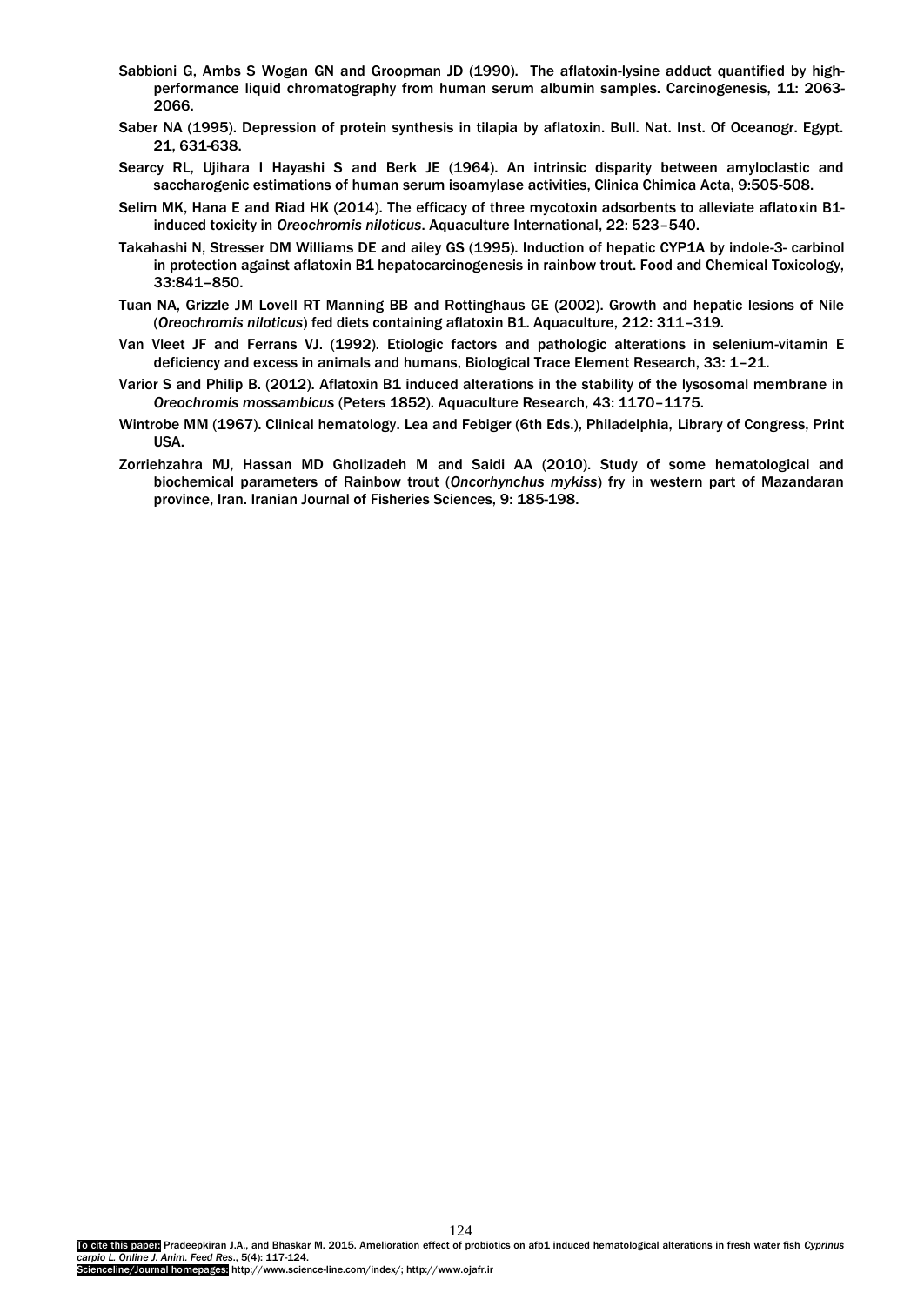Sabbioni G, Ambs S Wogan GN and Groopman JD (1990). The aflatoxin-lysine adduct quantified by high-performance liquid chromatography from human serum albumin samples. Carcinogenesis, 11: 2063-2066.

Saber NA (1995). Depression of protein synthesis in tilapia by aflatoxin. Bull. Nat. Inst. Of Oceanogr. Egypt. 21, 631-638.

Searcy RL, Ujihara I Hayashi S and Berk JE (1964). An intrinsic disparity between amyloclastic and saccharogenic estimations of human serum isoamylase activities, Clinica Chimica Acta, 9:505-508.

Selim MK, Hana E and Riad HK (2014). The efficacy of three mycotoxin adsorbents to alleviate aflatoxin B1-induced toxicity in *Oreochromis niloticus*. Aquaculture International, 22: 523–540.

Takahashi N, Stresser DM Williams DE and ailey GS (1995). Induction of hepatic CYP1A by indole-3- carbinol in protection against aflatoxin B1 hepatocarcinogenesis in rainbow trout. Food and Chemical Toxicology, 33:841–850.

Tuan NA, Grizzle JM Lovell RT Manning BB and Rottinghaus GE (2002). Growth and hepatic lesions of Nile (*Oreochromis niloticus*) fed diets containing aflatoxin B1. Aquaculture, 212: 311–319.

Van Vleet JF and Ferrans VJ. (1992). Etiologic factors and pathologic alterations in selenium-vitamin E deficiency and excess in animals and humans, Biological Trace Element Research, 33: 1–21.

Varior S and Philip B. (2012). Aflatoxin B1 induced alterations in the stability of the lysosomal membrane in *Oreochromis mossambicus* (Peters 1852). Aquaculture Research, 43: 1170–1175.

Wintrobe MM (1967). Clinical hematology. Lea and Febiger (6th Eds.), Philadelphia, Library of Congress, Print USA.

Zorriehzahra MJ, Hassan MD Gholizadeh M and Saidi AA (2010). Study of some hematological and biochemical parameters of Rainbow trout (*Oncorhynchus mykiss*) fry in western part of Mazandaran province, Iran. Iranian Journal of Fisheries Sciences, 9: 185-198.